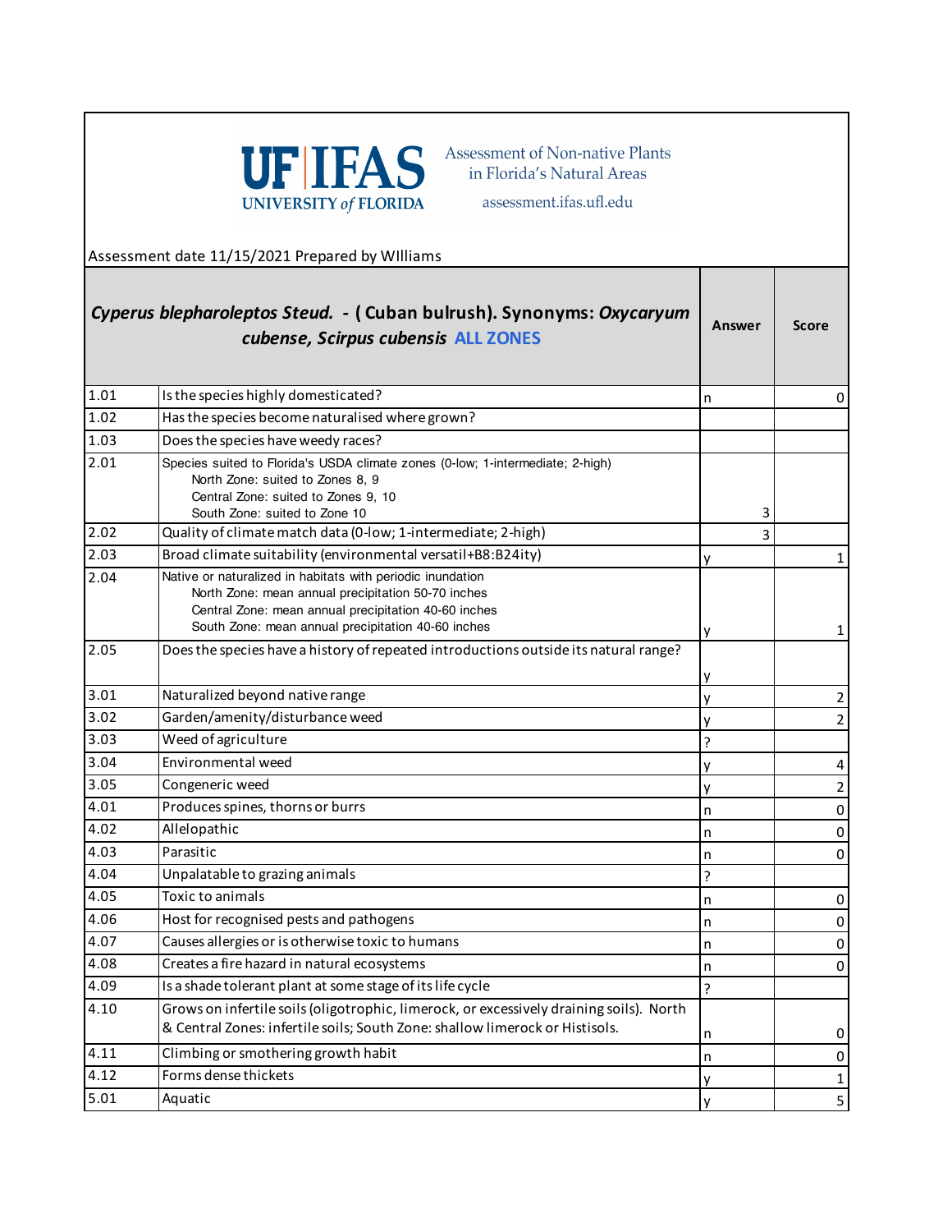UF IFAS UNIVERSITY of FLORIDA

Assessment of Non-native Plants in Florida's Natural Areas

assessment.ifas.ufl.edu

Assessment date 11/15/2021 Prepared by WIlliams

| *Cyperus blepharoleptos Steud.* - ( Cuban bulrush). Synonyms: *Oxycaryum cubense, Scirpus cubensis* ALL ZONES | | Answer | Score |
|---|---|---|---|
| 1.01 | Is the species highly domesticated? | n | 0 |
| 1.02 | Has the species become naturalised where grown? | | |
| 1.03 | Does the species have weedy races? | | |
| 2.01 | Species suited to Florida's USDA climate zones (0-low; 1-intermediate; 2-high)<br>North Zone: suited to Zones 8, 9<br>Central Zone: suited to Zones 9, 10<br>South Zone: suited to Zone 10 | 3 | |
| 2.02 | Quality of climate match data (0-low; 1-intermediate; 2-high) | 3 | |
| 2.03 | Broad climate suitability (environmental versatil+B8:B24ity) | y | 1 |
| 2.04 | Native or naturalized in habitats with periodic inundation<br>North Zone: mean annual precipitation 50-70 inches<br>Central Zone: mean annual precipitation 40-60 inches<br>South Zone: mean annual precipitation 40-60 inches | y | 1 |
| 2.05 | Does the species have a history of repeated introductions outside its natural range? | y | |
| 3.01 | Naturalized beyond native range | y | 2 |
| 3.02 | Garden/amenity/disturbance weed | y | 2 |
| 3.03 | Weed of agriculture | ? | |
| 3.04 | Environmental weed | y | 4 |
| 3.05 | Congeneric weed | y | 2 |
| 4.01 | Produces spines, thorns or burrs | n | 0 |
| 4.02 | Allelopathic | n | 0 |
| 4.03 | Parasitic | n | 0 |
| 4.04 | Unpalatable to grazing animals | ? | |
| 4.05 | Toxic to animals | n | 0 |
| 4.06 | Host for recognised pests and pathogens | n | 0 |
| 4.07 | Causes allergies or is otherwise toxic to humans | n | 0 |
| 4.08 | Creates a fire hazard in natural ecosystems | n | 0 |
| 4.09 | Is a shade tolerant plant at some stage of its life cycle | ? | |
| 4.10 | Grows on infertile soils (oligotrophic, limerock, or excessively draining soils). North & Central Zones: infertile soils; South Zone: shallow limerock or Histisols. | n | 0 |
| 4.11 | Climbing or smothering growth habit | n | 0 |
| 4.12 | Forms dense thickets | y | 1 |
| 5.01 | Aquatic | y | 5 |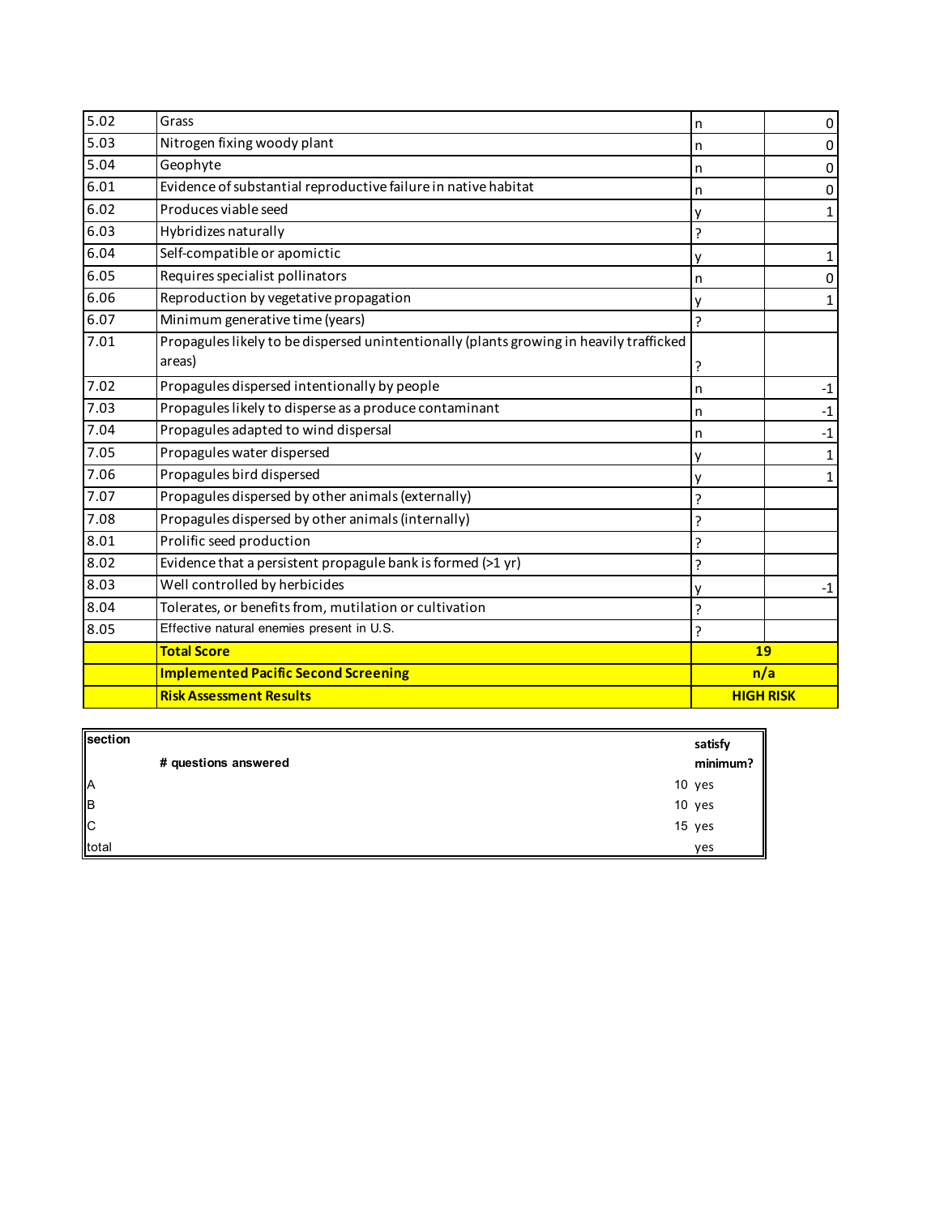| | | | |
|---|---|---|---|
| 5.02 | Grass | n | 0 |
| 5.03 | Nitrogen fixing woody plant | n | 0 |
| 5.04 | Geophyte | n | 0 |
| 6.01 | Evidence of substantial reproductive failure in native habitat | n | 0 |
| 6.02 | Produces viable seed | y | 1 |
| 6.03 | Hybridizes naturally | ? | |
| 6.04 | Self-compatible or apomictic | y | 1 |
| 6.05 | Requires specialist pollinators | n | 0 |
| 6.06 | Reproduction by vegetative propagation | y | 1 |
| 6.07 | Minimum generative time (years) | ? | |
| 7.01 | Propagules likely to be dispersed unintentionally (plants growing in heavily trafficked areas) | ? | |
| 7.02 | Propagules dispersed intentionally by people | n | -1 |
| 7.03 | Propagules likely to disperse as a produce contaminant | n | -1 |
| 7.04 | Propagules adapted to wind dispersal | n | -1 |
| 7.05 | Propagules water dispersed | y | 1 |
| 7.06 | Propagules bird dispersed | y | 1 |
| 7.07 | Propagules dispersed by other animals (externally) | ? | |
| 7.08 | Propagules dispersed by other animals (internally) | ? | |
| 8.01 | Prolific seed production | ? | |
| 8.02 | Evidence that a persistent propagule bank is formed (>1 yr) | ? | |
| 8.03 | Well controlled by herbicides | y | -1 |
| 8.04 | Tolerates, or benefits from, mutilation or cultivation | ? | |
| 8.05 | Effective natural enemies present in U.S. | ? | |
| | **Total Score** | **19** | |
| | **Implemented Pacific Second Screening** | **n/a** | |
| | **Risk Assessment Results** | **HIGH RISK** | |

| section | # questions answered | satisfy minimum? |
|---|---|---|
| A | 10 | yes |
| B | 10 | yes |
| C | 15 | yes |
| total | | yes |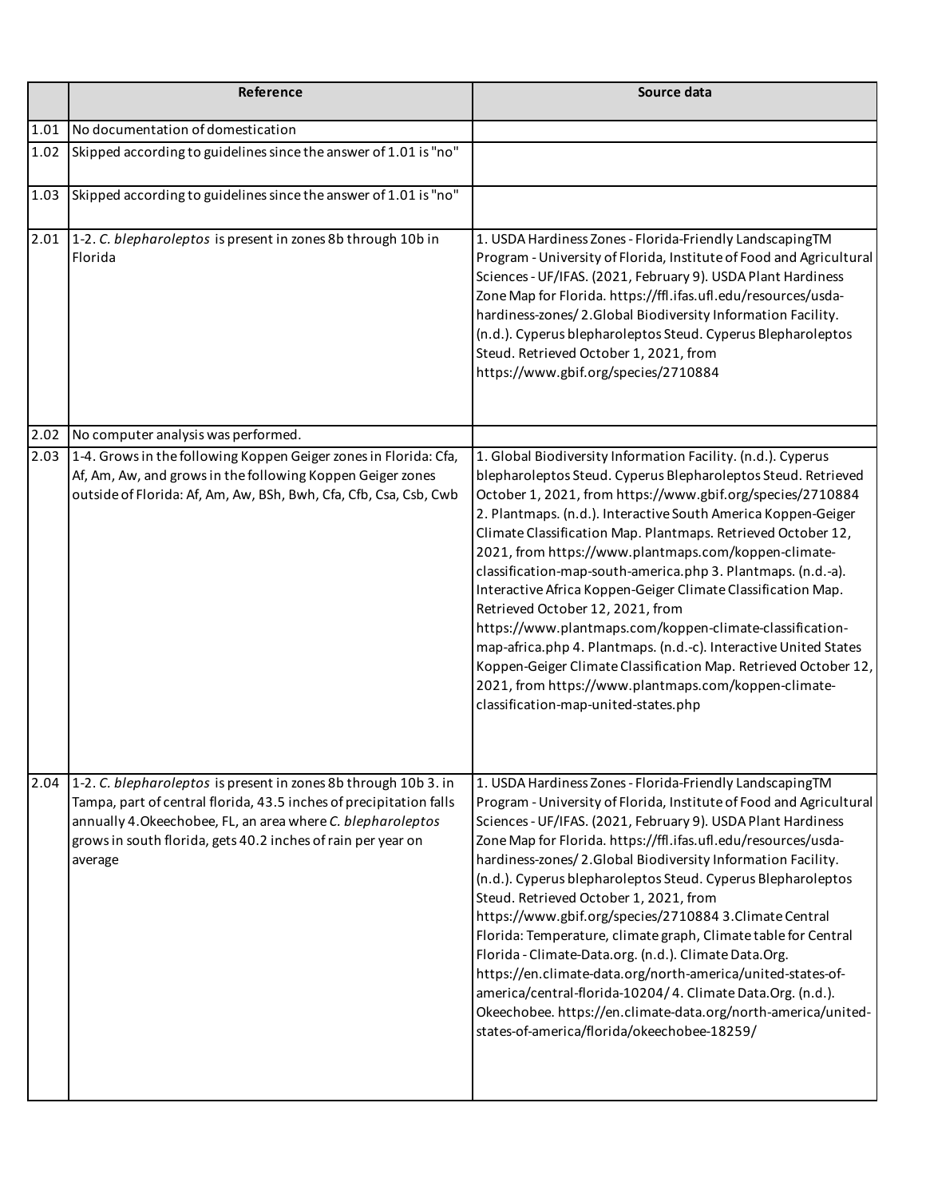| | Reference | Source data |
|---|---|---|
| 1.01 | No documentation of domestication | |
| 1.02 | Skipped according to guidelines since the answer of 1.01 is "no" | |
| 1.03 | Skipped according to guidelines since the answer of 1.01 is "no" | |
| 2.01 | 1-2. *C. blepharoleptos* is present in zones 8b through 10b in Florida | 1. USDA Hardiness Zones - Florida-Friendly LandscapingTM Program - University of Florida, Institute of Food and Agricultural Sciences - UF/IFAS. (2021, February 9). USDA Plant Hardiness Zone Map for Florida. https://ffl.ifas.ufl.edu/resources/usda-hardiness-zones/ 2.Global Biodiversity Information Facility. (n.d.). Cyperus blepharoleptos Steud. Cyperus Blepharoleptos Steud. Retrieved October 1, 2021, from https://www.gbif.org/species/2710884 |
| 2.02 | No computer analysis was performed. | |
| 2.03 | 1-4. Grows in the following Koppen Geiger zones in Florida: Cfa, Af, Am, Aw, and grows in the following Koppen Geiger zones outside of Florida: Af, Am, Aw, BSh, Bwh, Cfa, Cfb, Csa, Csb, Cwb | 1. Global Biodiversity Information Facility. (n.d.). Cyperus blepharoleptos Steud. Cyperus Blepharoleptos Steud. Retrieved October 1, 2021, from https://www.gbif.org/species/2710884 2. Plantmaps. (n.d.). Interactive South America Koppen-Geiger Climate Classification Map. Plantmaps. Retrieved October 12, 2021, from https://www.plantmaps.com/koppen-climate-classification-map-south-america.php 3. Plantmaps. (n.d.-a). Interactive Africa Koppen-Geiger Climate Classification Map. Retrieved October 12, 2021, from https://www.plantmaps.com/koppen-climate-classification-map-africa.php 4. Plantmaps. (n.d.-c). Interactive United States Koppen-Geiger Climate Classification Map. Retrieved October 12, 2021, from https://www.plantmaps.com/koppen-climate-classification-map-united-states.php |
| 2.04 | 1-2. *C. blepharoleptos* is present in zones 8b through 10b 3. in Tampa, part of central florida, 43.5 inches of precipitation falls annually 4.Okeechobee, FL, an area where *C. blepharoleptos* grows in south florida, gets 40.2 inches of rain per year on average | 1. USDA Hardiness Zones - Florida-Friendly LandscapingTM Program - University of Florida, Institute of Food and Agricultural Sciences - UF/IFAS. (2021, February 9). USDA Plant Hardiness Zone Map for Florida. https://ffl.ifas.ufl.edu/resources/usda-hardiness-zones/ 2.Global Biodiversity Information Facility. (n.d.). Cyperus blepharoleptos Steud. Cyperus Blepharoleptos Steud. Retrieved October 1, 2021, from https://www.gbif.org/species/2710884 3.Climate Central Florida: Temperature, climate graph, Climate table for Central Florida - Climate-Data.org. (n.d.). Climate Data.Org. https://en.climate-data.org/north-america/united-states-of-america/central-florida-10204/ 4. Climate Data.Org. (n.d.). Okeechobee. https://en.climate-data.org/north-america/united-states-of-america/florida/okeechobee-18259/ |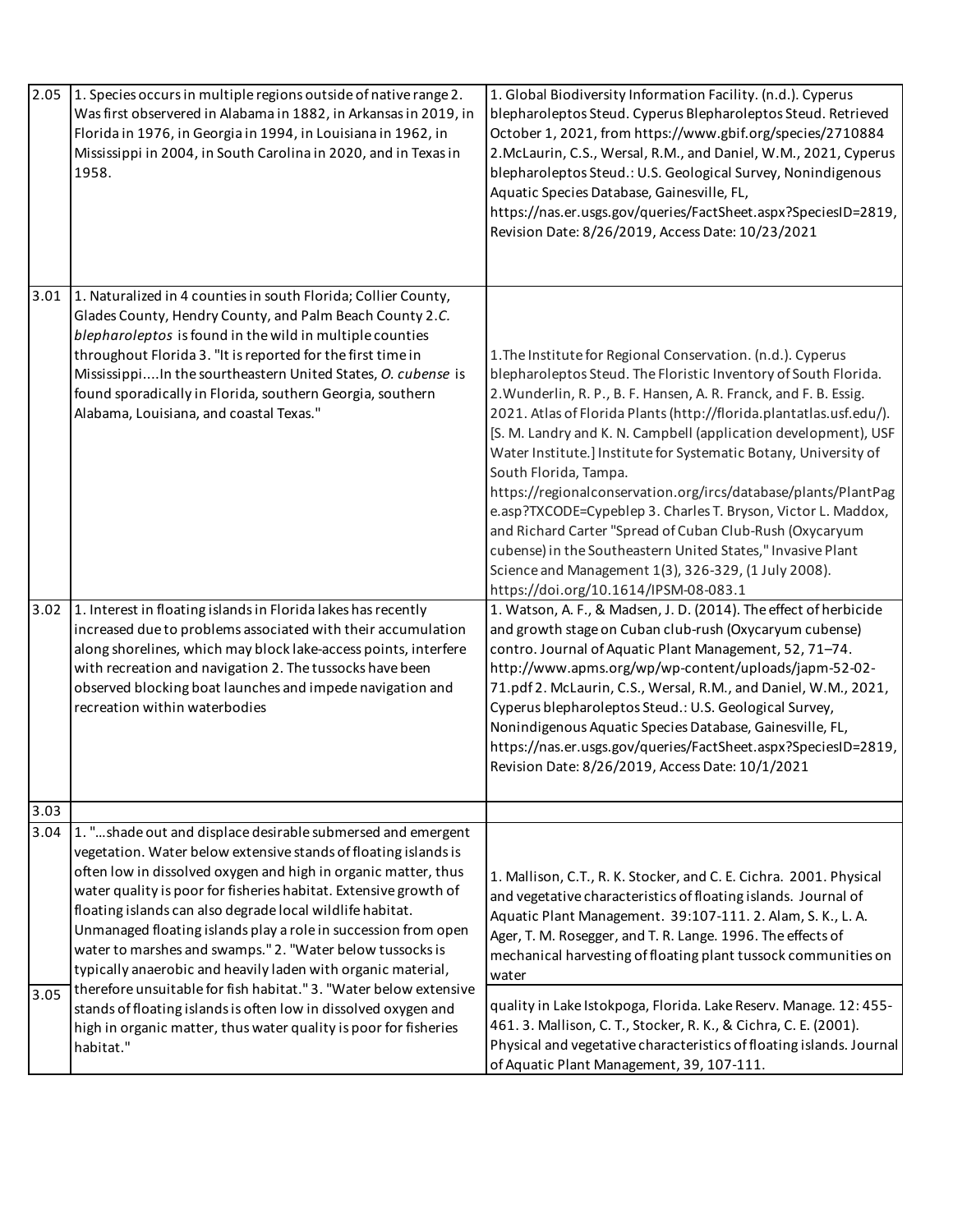| | | |
|---|---|---|
| 2.05 | 1. Species occurs in multiple regions outside of native range 2. Was first observed in Alabama in 1882, in Arkansas in 2019, in Florida in 1976, in Georgia in 1994, in Louisiana in 1962, in Mississippi in 2004, in South Carolina in 2020, and in Texas in 1958. | 1. Global Biodiversity Information Facility. (n.d.). Cyperus blepharoleptos Steud. Cyperus Blepharoleptos Steud. Retrieved October 1, 2021, from https://www.gbif.org/species/2710884 2.McLaurin, C.S., Wersal, R.M., and Daniel, W.M., 2021, Cyperus blepharoleptos Steud.: U.S. Geological Survey, Nonindigenous Aquatic Species Database, Gainesville, FL, https://nas.er.usgs.gov/queries/FactSheet.aspx?SpeciesID=2819, Revision Date: 8/26/2019, Access Date: 10/23/2021 |
| 3.01 | 1. Naturalized in 4 counties in south Florida; Collier County, Glades County, Hendry County, and Palm Beach County 2.*C. blepharoleptos* is found in the wild in multiple counties throughout Florida 3. "It is reported for the first time in Mississippi....In the southeastern United States, *O. cubense* is found sporadically in Florida, southern Georgia, southern Alabama, Louisiana, and coastal Texas." | 1.The Institute for Regional Conservation. (n.d.). Cyperus blepharoleptos Steud. The Floristic Inventory of South Florida. 2.Wunderlin, R. P., B. F. Hansen, A. R. Franck, and F. B. Essig. 2021. Atlas of Florida Plants (http://florida.plantatlas.usf.edu/). [S. M. Landry and K. N. Campbell (application development), USF Water Institute.] Institute for Systematic Botany, University of South Florida, Tampa. https://regionalconservation.org/ircs/database/plants/PlantPage.asp?TXCODE=Cypeblep 3. Charles T. Bryson, Victor L. Maddox, and Richard Carter "Spread of Cuban Club-Rush (Oxycaryum cubense) in the Southeastern United States," Invasive Plant Science and Management 1(3), 326-329, (1 July 2008). https://doi.org/10.1614/IPSM-08-083.1 |
| 3.02 | 1. Interest in floating islands in Florida lakes has recently increased due to problems associated with their accumulation along shorelines, which may block lake-access points, interfere with recreation and navigation 2. The tussocks have been observed blocking boat launches and impede navigation and recreation within waterbodies | 1. Watson, A. F., & Madsen, J. D. (2014). The effect of herbicide and growth stage on Cuban club-rush (Oxycaryum cubense) contro. Journal of Aquatic Plant Management, 52, 71–74. http://www.apms.org/wp/wp-content/uploads/japm-52-02-71.pdf 2. McLaurin, C.S., Wersal, R.M., and Daniel, W.M., 2021, Cyperus blepharoleptos Steud.: U.S. Geological Survey, Nonindigenous Aquatic Species Database, Gainesville, FL, https://nas.er.usgs.gov/queries/FactSheet.aspx?SpeciesID=2819, Revision Date: 8/26/2019, Access Date: 10/1/2021 |
| 3.03 | | |
| 3.04 | 1. "...shade out and displace desirable submersed and emergent vegetation. Water below extensive stands of floating islands is often low in dissolved oxygen and high in organic matter, thus water quality is poor for fisheries habitat. Extensive growth of floating islands can also degrade local wildlife habitat. Unmanaged floating islands play a role in succession from open water to marshes and swamps." 2. "Water below tussocks is typically anaerobic and heavily laden with organic material, | 1. Mallison, C.T., R. K. Stocker, and C. E. Cichra. 2001. Physical and vegetative characteristics of floating islands. Journal of Aquatic Plant Management. 39:107-111. 2. Alam, S. K., L. A. Ager, T. M. Rosegger, and T. R. Lange. 1996. The effects of mechanical harvesting of floating plant tussock communities on water |
| 3.05 | therefore unsuitable for fish habitat." 3. "Water below extensive stands of floating islands is often low in dissolved oxygen and high in organic matter, thus water quality is poor for fisheries habitat." | quality in Lake Istokpoga, Florida. Lake Reserv. Manage. 12: 455-461. 3. Mallison, C. T., Stocker, R. K., & Cichra, C. E. (2001). Physical and vegetative characteristics of floating islands. Journal of Aquatic Plant Management, 39, 107-111. |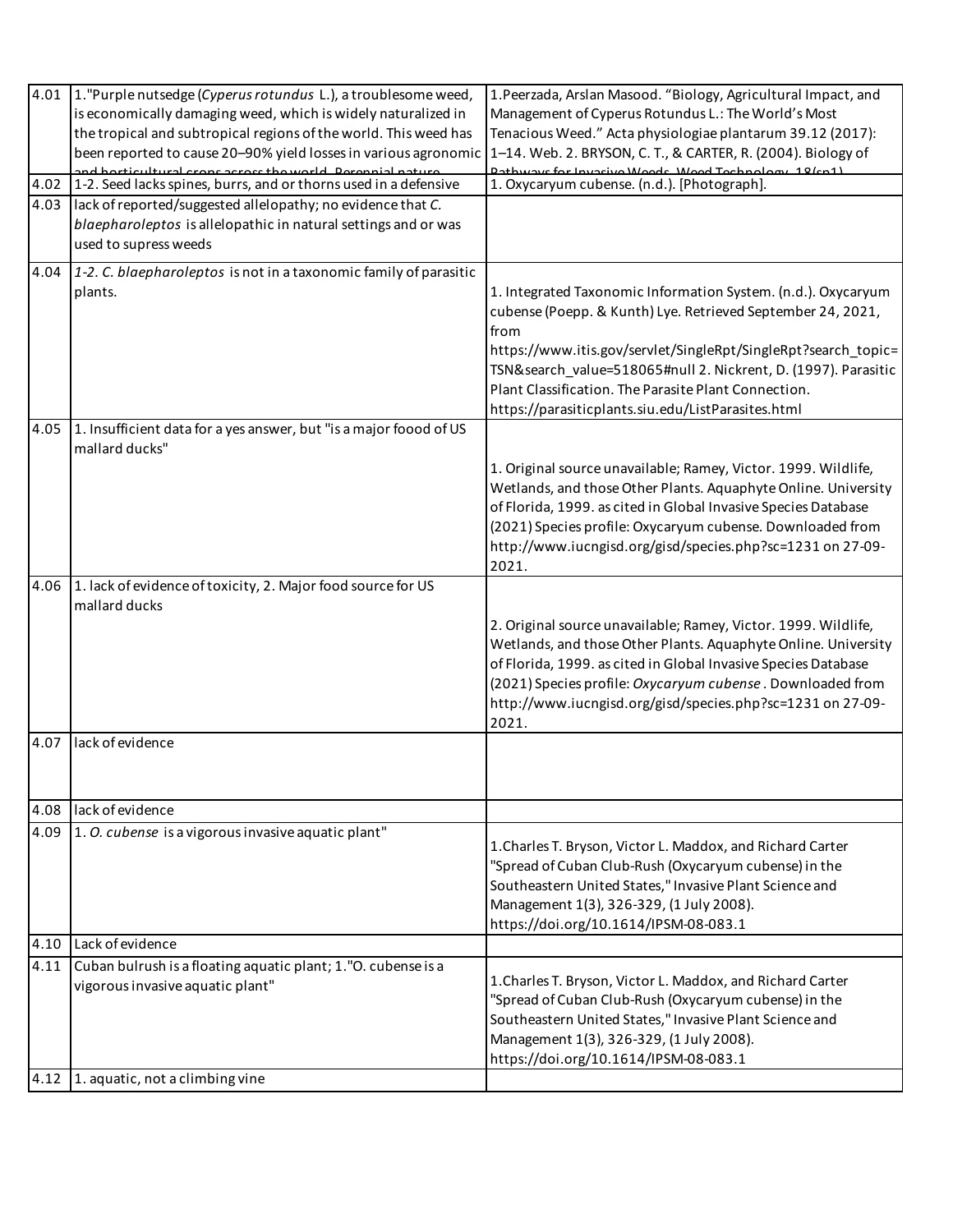| | | |
|---|---|---|
| 4.01 | 1."Purple nutsedge (*Cyperus rotundus* L.), a troublesome weed, is economically damaging weed, which is widely naturalized in the tropical and subtropical regions of the world. This weed has been reported to cause 20–90% yield losses in various agronomic and horticultural crops across the world. Perennial nature | 1.Peerzada, Arslan Masood. "Biology, Agricultural Impact, and Management of Cyperus Rotundus L.: The World's Most Tenacious Weed." Acta physiologiae plantarum 39.12 (2017): 1–14. Web. 2. BRYSON, C. T., & CARTER, R. (2004). Biology of Pathways for Invasive Weeds. Weed Technology, 18(sp1) |
| 4.02 | 1-2. Seed lacks spines, burrs, and or thorns used in a defensive | 1. Oxycaryum cubense. (n.d.). [Photograph]. |
| 4.03 | lack of reported/suggested allelopathy; no evidence that *C. blaepharoleptos* is allelopathic in natural settings and or was used to supress weeds | |
| 4.04 | *1-2. C. blaepharoleptos* is not in a taxonomic family of parasitic plants. | 1. Integrated Taxonomic Information System. (n.d.). Oxycaryum cubense (Poepp. & Kunth) Lye. Retrieved September 24, 2021, from https://www.itis.gov/servlet/SingleRpt/SingleRpt?search_topic=TSN&search_value=518065#null 2. Nickrent, D. (1997). Parasitic Plant Classification. The Parasite Plant Connection. https://parasiticplants.siu.edu/ListParasites.html |
| 4.05 | 1. Insufficient data for a yes answer, but "is a major foood of US mallard ducks" | 1. Original source unavailable; Ramey, Victor. 1999. Wildlife, Wetlands, and those Other Plants. Aquaphyte Online. University of Florida, 1999. as cited in Global Invasive Species Database (2021) Species profile: Oxycaryum cubense. Downloaded from http://www.iucngisd.org/gisd/species.php?sc=1231 on 27-09-2021. |
| 4.06 | 1. lack of evidence of toxicity, 2. Major food source for US mallard ducks | 2. Original source unavailable; Ramey, Victor. 1999. Wildlife, Wetlands, and those Other Plants. Aquaphyte Online. University of Florida, 1999. as cited in Global Invasive Species Database (2021) Species profile: *Oxycaryum cubense*. Downloaded from http://www.iucngisd.org/gisd/species.php?sc=1231 on 27-09-2021. |
| 4.07 | lack of evidence | |
| 4.08 | lack of evidence | |
| 4.09 | 1. *O. cubense* is a vigorous invasive aquatic plant" | 1.Charles T. Bryson, Victor L. Maddox, and Richard Carter "Spread of Cuban Club-Rush (Oxycaryum cubense) in the Southeastern United States," Invasive Plant Science and Management 1(3), 326-329, (1 July 2008). https://doi.org/10.1614/IPSM-08-083.1 |
| 4.10 | Lack of evidence | |
| 4.11 | Cuban bulrush is a floating aquatic plant; 1."O. cubense is a vigorous invasive aquatic plant" | 1.Charles T. Bryson, Victor L. Maddox, and Richard Carter "Spread of Cuban Club-Rush (Oxycaryum cubense) in the Southeastern United States," Invasive Plant Science and Management 1(3), 326-329, (1 July 2008). https://doi.org/10.1614/IPSM-08-083.1 |
| 4.12 | 1. aquatic, not a climbing vine | |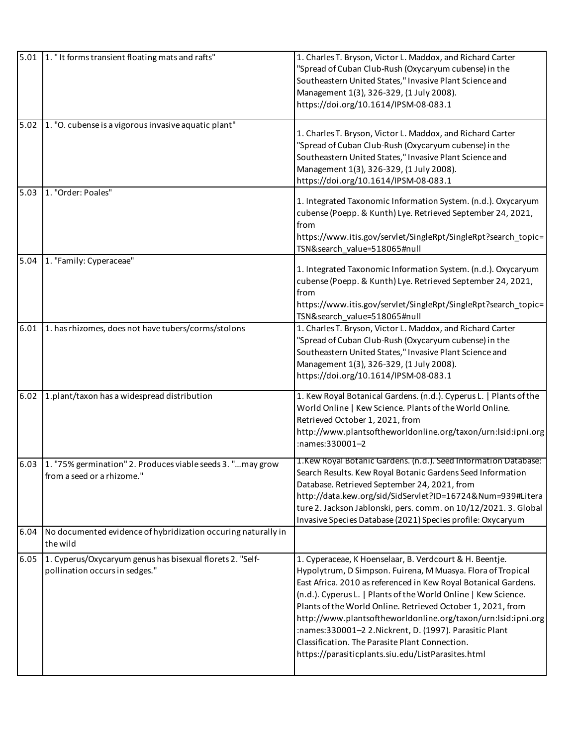| | | |
|---|---|---|
| 5.01 | 1. " It forms transient floating mats and rafts" | 1. Charles T. Bryson, Victor L. Maddox, and Richard Carter "Spread of Cuban Club-Rush (Oxycaryum cubense) in the Southeastern United States," Invasive Plant Science and Management 1(3), 326-329, (1 July 2008). https://doi.org/10.1614/IPSM-08-083.1 |
| 5.02 | 1. "O. cubense is a vigorous invasive aquatic plant" | 1. Charles T. Bryson, Victor L. Maddox, and Richard Carter "Spread of Cuban Club-Rush (Oxycaryum cubense) in the Southeastern United States," Invasive Plant Science and Management 1(3), 326-329, (1 July 2008). https://doi.org/10.1614/IPSM-08-083.1 |
| 5.03 | 1. "Order: Poales" | 1. Integrated Taxonomic Information System. (n.d.). Oxycaryum cubense (Poepp. & Kunth) Lye. Retrieved September 24, 2021, from https://www.itis.gov/servlet/SingleRpt/SingleRpt?search_topic=TSN&search_value=518065#null |
| 5.04 | 1. "Family: Cyperaceae" | 1. Integrated Taxonomic Information System. (n.d.). Oxycaryum cubense (Poepp. & Kunth) Lye. Retrieved September 24, 2021, from https://www.itis.gov/servlet/SingleRpt/SingleRpt?search_topic=TSN&search_value=518065#null |
| 6.01 | 1. has rhizomes, does not have tubers/corms/stolons | 1. Charles T. Bryson, Victor L. Maddox, and Richard Carter "Spread of Cuban Club-Rush (Oxycaryum cubense) in the Southeastern United States," Invasive Plant Science and Management 1(3), 326-329, (1 July 2008). https://doi.org/10.1614/IPSM-08-083.1 |
| 6.02 | 1.plant/taxon has a widespread distribution | 1. Kew Royal Botanical Gardens. (n.d.). Cyperus L. \| Plants of the World Online \| Kew Science. Plants of the World Online. Retrieved October 1, 2021, from http://www.plantsoftheworldonline.org/taxon/urn:lsid:ipni.org:names:330001–2 |
| 6.03 | 1. "75% germination" 2. Produces viable seeds 3. "...may grow from a seed or a rhizome." | 1.Kew Royal Botanic Gardens. (n.d.). Seed Information Database: Search Results. Kew Royal Botanic Gardens Seed Information Database. Retrieved September 24, 2021, from http://data.kew.org/sid/SidServlet?ID=16724&Num=939#Literature 2. Jackson Jablonski, pers. comm. on 10/12/2021. 3. Global Invasive Species Database (2021) Species profile: Oxycaryum |
| 6.04 | No documented evidence of hybridization occuring naturally in the wild | |
| 6.05 | 1. Cyperus/Oxycaryum genus has bisexual florets 2. "Self-pollination occurs in sedges." | 1. Cyperaceae, K Hoenselaar, B. Verdcourt & H. Beentje. Hypolytrum, D Simpson. Fuirena, M Muasya. Flora of Tropical East Africa. 2010 as referenced in Kew Royal Botanical Gardens. (n.d.). Cyperus L. \| Plants of the World Online \| Kew Science. Plants of the World Online. Retrieved October 1, 2021, from http://www.plantsoftheworldonline.org/taxon/urn:lsid:ipni.org:names:330001–2 2.Nickrent, D. (1997). Parasitic Plant Classification. The Parasite Plant Connection. https://parasiticplants.siu.edu/ListParasites.html |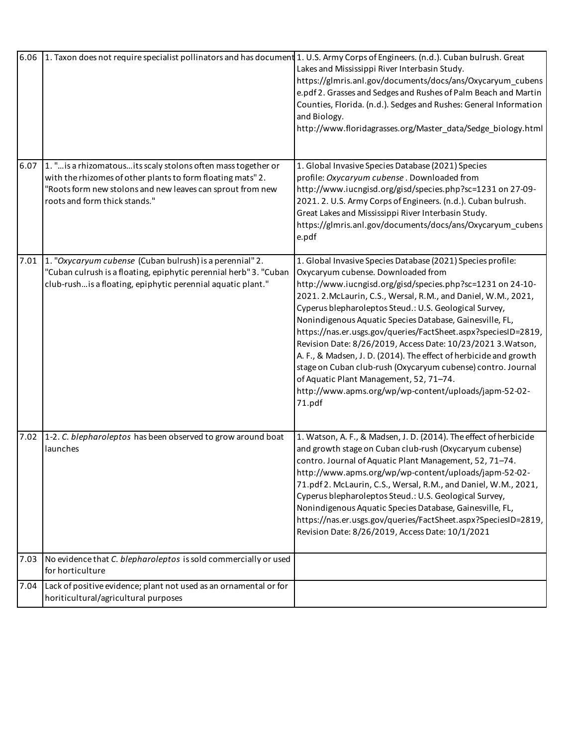| | | |
|---|---|---|
| 6.06 | 1. Taxon does not require specialist pollinators and has document | 1. U.S. Army Corps of Engineers. (n.d.). Cuban bulrush. Great Lakes and Mississippi River Interbasin Study. https://glmris.anl.gov/documents/docs/ans/Oxycaryum_cubense.pdf 2. Grasses and Sedges and Rushes of Palm Beach and Martin Counties, Florida. (n.d.). Sedges and Rushes: General Information and Biology. http://www.floridagrasses.org/Master_data/Sedge_biology.html |
| 6.07 | 1. "…is a rhizomatous…its scaly stolons often mass together or with the rhizomes of other plants to form floating mats" 2. "Roots form new stolons and new leaves can sprout from new roots and form thick stands." | 1. Global Invasive Species Database (2021) Species profile: *Oxycaryum cubense*. Downloaded from http://www.iucngisd.org/gisd/species.php?sc=1231 on 27-09-2021. 2. U.S. Army Corps of Engineers. (n.d.). Cuban bulrush. Great Lakes and Mississippi River Interbasin Study. https://glmris.anl.gov/documents/docs/ans/Oxycaryum_cubense.pdf |
| 7.01 | 1. "*Oxycaryum cubense* (Cuban bulrush) is a perennial" 2. "Cuban culrush is a floating, epiphytic perennial herb" 3. "Cuban club-rush…is a floating, epiphytic perennial aquatic plant." | 1. Global Invasive Species Database (2021) Species profile: Oxycaryum cubense. Downloaded from http://www.iucngisd.org/gisd/species.php?sc=1231 on 24-10-2021. 2.McLaurin, C.S., Wersal, R.M., and Daniel, W.M., 2021, Cyperus blepharoleptos Steud.: U.S. Geological Survey, Nonindigenous Aquatic Species Database, Gainesville, FL, https://nas.er.usgs.gov/queries/FactSheet.aspx?speciesID=2819, Revision Date: 8/26/2019, Access Date: 10/23/2021 3.Watson, A. F., & Madsen, J. D. (2014). The effect of herbicide and growth stage on Cuban club-rush (Oxycaryum cubense) contro. Journal of Aquatic Plant Management, 52, 71–74. http://www.apms.org/wp/wp-content/uploads/japm-52-02-71.pdf |
| 7.02 | 1-2. *C. blepharoleptos* has been observed to grow around boat launches | 1. Watson, A. F., & Madsen, J. D. (2014). The effect of herbicide and growth stage on Cuban club-rush (Oxycaryum cubense) contro. Journal of Aquatic Plant Management, 52, 71–74. http://www.apms.org/wp/wp-content/uploads/japm-52-02-71.pdf 2. McLaurin, C.S., Wersal, R.M., and Daniel, W.M., 2021, Cyperus blepharoleptos Steud.: U.S. Geological Survey, Nonindigenous Aquatic Species Database, Gainesville, FL, https://nas.er.usgs.gov/queries/FactSheet.aspx?SpeciesID=2819, Revision Date: 8/26/2019, Access Date: 10/1/2021 |
| 7.03 | No evidence that *C. blepharoleptos* is sold commercially or used for horticulture | |
| 7.04 | Lack of positive evidence; plant not used as an ornamental or for horiticultural/agricultural purposes | |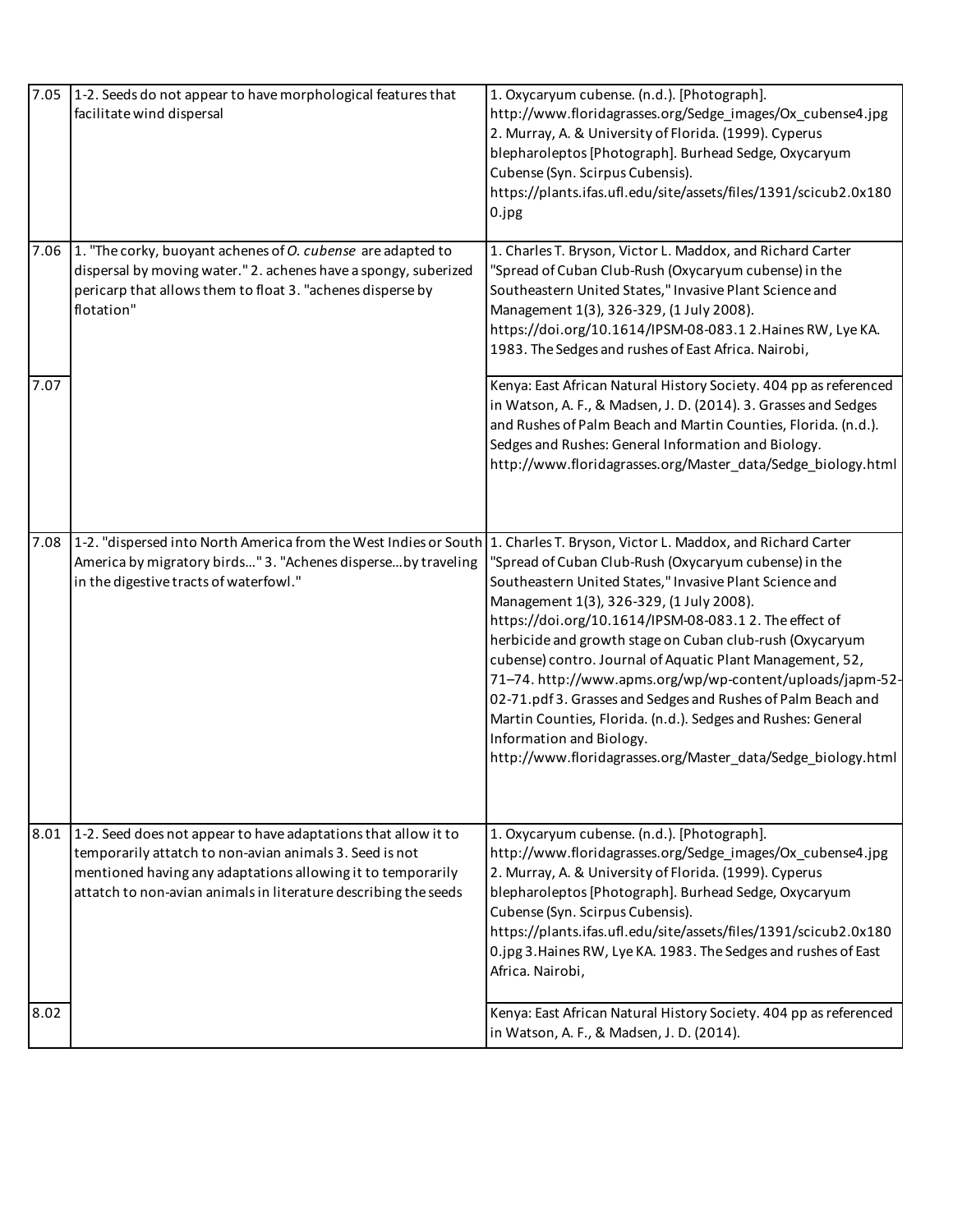| | | |
|---|---|---|
| 7.05 | 1-2. Seeds do not appear to have morphological features that facilitate wind dispersal | 1. Oxycaryum cubense. (n.d.). [Photograph]. http://www.floridagrasses.org/Sedge_images/Ox_cubense4.jpg 2. Murray, A. & University of Florida. (1999). Cyperus blepharoleptos [Photograph]. Burhead Sedge, Oxycaryum Cubense (Syn. Scirpus Cubensis). https://plants.ifas.ufl.edu/site/assets/files/1391/scicub2.0x1800.jpg |
| 7.06 | 1. "The corky, buoyant achenes of *O. cubense* are adapted to dispersal by moving water." 2. achenes have a spongy, suberized pericarp that allows them to float 3. "achenes disperse by flotation" | 1. Charles T. Bryson, Victor L. Maddox, and Richard Carter "Spread of Cuban Club-Rush (Oxycaryum cubense) in the Southeastern United States," Invasive Plant Science and Management 1(3), 326-329, (1 July 2008). https://doi.org/10.1614/IPSM-08-083.1 2.Haines RW, Lye KA. 1983. The Sedges and rushes of East Africa. Nairobi, |
| 7.07 | | Kenya: East African Natural History Society. 404 pp as referenced in Watson, A. F., & Madsen, J. D. (2014). 3. Grasses and Sedges and Rushes of Palm Beach and Martin Counties, Florida. (n.d.). Sedges and Rushes: General Information and Biology. http://www.floridagrasses.org/Master_data/Sedge_biology.html |
| 7.08 | 1-2. "dispersed into North America from the West Indies or South America by migratory birds..." 3. "Achenes disperse...by traveling in the digestive tracts of waterfowl." | 1. Charles T. Bryson, Victor L. Maddox, and Richard Carter "Spread of Cuban Club-Rush (Oxycaryum cubense) in the Southeastern United States," Invasive Plant Science and Management 1(3), 326-329, (1 July 2008). https://doi.org/10.1614/IPSM-08-083.1 2. The effect of herbicide and growth stage on Cuban club-rush (Oxycaryum cubense) contro. Journal of Aquatic Plant Management, 52, 71–74. http://www.apms.org/wp/wp-content/uploads/japm-52-02-71.pdf 3. Grasses and Sedges and Rushes of Palm Beach and Martin Counties, Florida. (n.d.). Sedges and Rushes: General Information and Biology. http://www.floridagrasses.org/Master_data/Sedge_biology.html |
| 8.01 | 1-2. Seed does not appear to have adaptations that allow it to temporarily attatch to non-avian animals 3. Seed is not mentioned having any adaptations allowing it to temporarily attatch to non-avian animals in literature describing the seeds | 1. Oxycaryum cubense. (n.d.). [Photograph]. http://www.floridagrasses.org/Sedge_images/Ox_cubense4.jpg 2. Murray, A. & University of Florida. (1999). Cyperus blepharoleptos [Photograph]. Burhead Sedge, Oxycaryum Cubense (Syn. Scirpus Cubensis). https://plants.ifas.ufl.edu/site/assets/files/1391/scicub2.0x1800.jpg 3.Haines RW, Lye KA. 1983. The Sedges and rushes of East Africa. Nairobi, |
| 8.02 | | Kenya: East African Natural History Society. 404 pp as referenced in Watson, A. F., & Madsen, J. D. (2014). |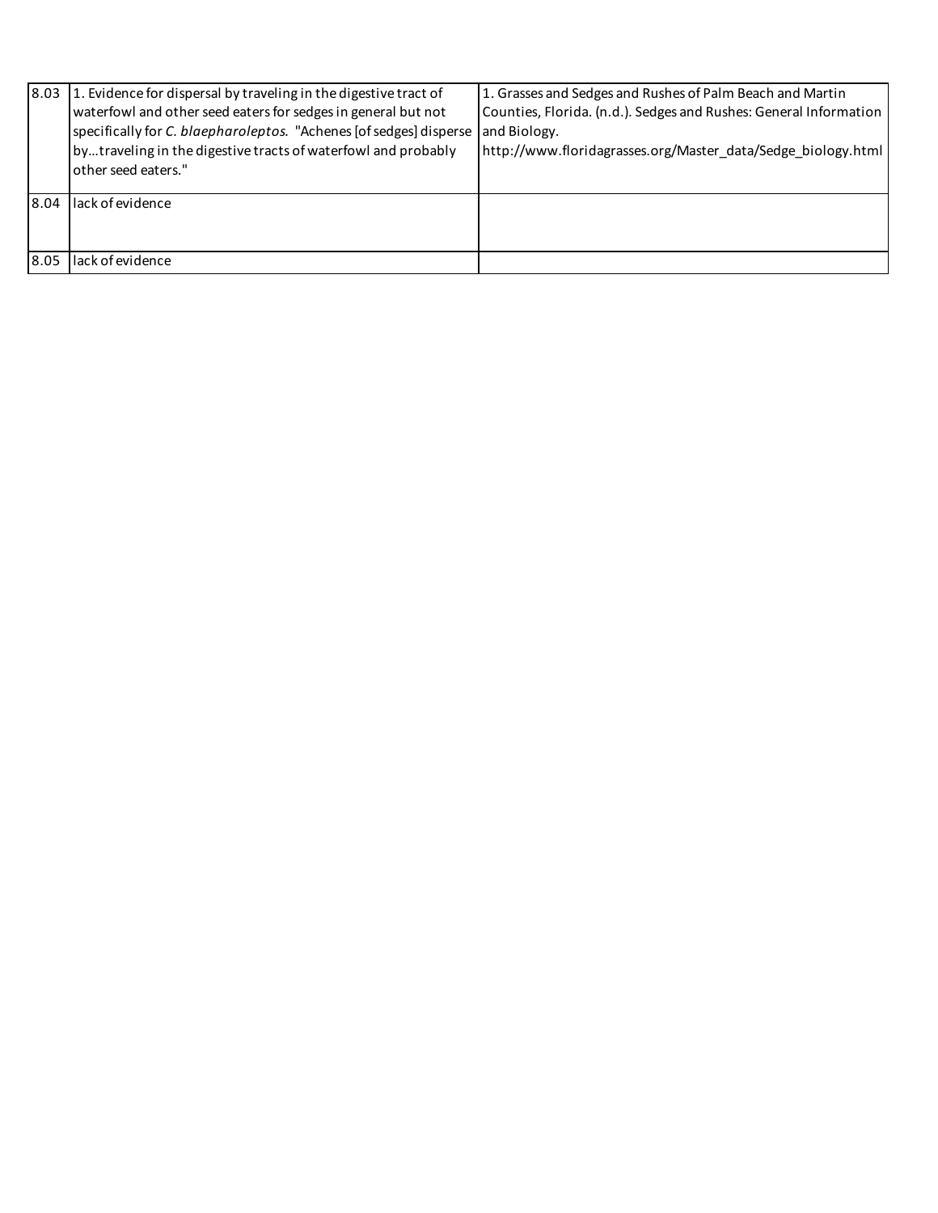| | | |
|---|---|---|
| 8.03 | 1. Evidence for dispersal by traveling in the digestive tract of waterfowl and other seed eaters for sedges in general but not specifically for *C. blaepharoleptos.* "Achenes [of sedges] disperse by…traveling in the digestive tracts of waterfowl and probably other seed eaters." | 1. Grasses and Sedges and Rushes of Palm Beach and Martin Counties, Florida. (n.d.). Sedges and Rushes: General Information and Biology. http://www.floridagrasses.org/Master_data/Sedge_biology.html |
| 8.04 | lack of evidence | |
| 8.05 | lack of evidence | |